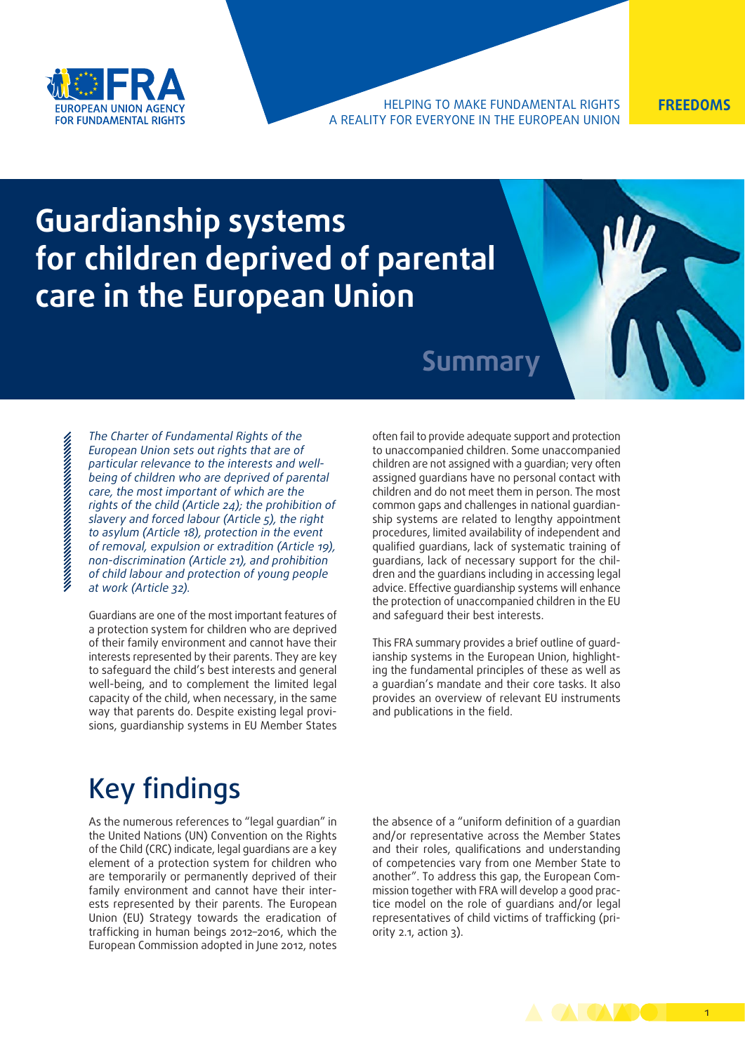HELPING TO MAKE FUNDAMENTAL RIGHTS A REALITY FOR EVERYONE IN THE EUROPEAN UNION

FREEDOMS

# Guardianship systems for children deprived of parental care in the European Union

## Summary

*The Charter of Fundamental Rights of the European Union sets out rights that are of particular relevance to the interests and well-being of children who are deprived of parental care, the most important of which are the rights of the child (Article 24); the prohibition of slavery and forced labour (Article 5), the right to asylum (Article 18), protection in the event of removal, expulsion or extradition (Article 19), non-discrimination (Article 21), and prohibition of child labour and protection of young people at work (Article 32).*

Guardians are one of the most important features of a protection system for children who are deprived of their family environment and cannot have their interests represented by their parents. They are key to safeguard the child's best interests and general well-being, and to complement the limited legal capacity of the child, when necessary, in the same way that parents do. Despite existing legal provisions, guardianship systems in EU Member States often fail to provide adequate support and protection to unaccompanied children. Some unaccompanied children are not assigned with a guardian; very often assigned guardians have no personal contact with children and do not meet them in person. The most common gaps and challenges in national guardianship systems are related to lengthy appointment procedures, limited availability of independent and qualified guardians, lack of systematic training of guardians, lack of necessary support for the children and the guardians including in accessing legal advice. Effective guardianship systems will enhance the protection of unaccompanied children in the EU and safeguard their best interests.

This FRA summary provides a brief outline of guardianship systems in the European Union, highlighting the fundamental principles of these as well as a guardian's mandate and their core tasks. It also provides an overview of relevant EU instruments and publications in the field.

# Key findings

As the numerous references to "legal guardian" in the United Nations (UN) Convention on the Rights of the Child (CRC) indicate, legal guardians are a key element of a protection system for children who are temporarily or permanently deprived of their family environment and cannot have their interests represented by their parents. The European Union (EU) Strategy towards the eradication of trafficking in human beings 2012–2016, which the European Commission adopted in June 2012, notes the absence of a "uniform definition of a guardian and/or representative across the Member States and their roles, qualifications and understanding of competencies vary from one Member State to another". To address this gap, the European Commission together with FRA will develop a good practice model on the role of guardians and/or legal representatives of child victims of trafficking (priority 2.1, action 3).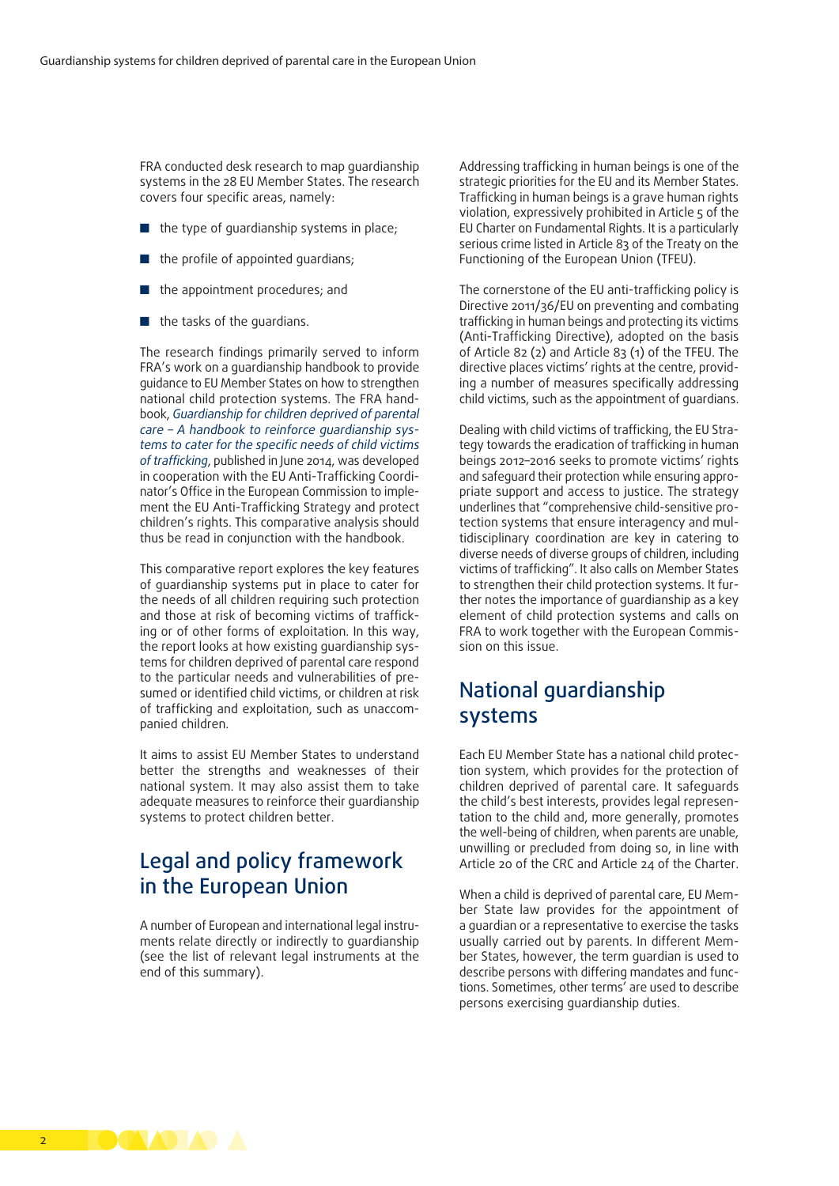FRA conducted desk research to map guardianship systems in the 28 EU Member States. The research covers four specific areas, namely:

- the type of guardianship systems in place;
- the profile of appointed guardians;
- the appointment procedures; and
- the tasks of the guardians.

The research findings primarily served to inform FRA's work on a guardianship handbook to provide guidance to EU Member States on how to strengthen national child protection systems. The FRA handbook, *Guardianship for children deprived of parental care – A handbook to reinforce guardianship systems to cater for the specific needs of child victims of trafficking*, published in June 2014, was developed in cooperation with the EU Anti-Trafficking Coordinator's Office in the European Commission to implement the EU Anti-Trafficking Strategy and protect children's rights. This comparative analysis should thus be read in conjunction with the handbook.

This comparative report explores the key features of guardianship systems put in place to cater for the needs of all children requiring such protection and those at risk of becoming victims of trafficking or of other forms of exploitation. In this way, the report looks at how existing guardianship systems for children deprived of parental care respond to the particular needs and vulnerabilities of presumed or identified child victims, or children at risk of trafficking and exploitation, such as unaccompanied children.

It aims to assist EU Member States to understand better the strengths and weaknesses of their national system. It may also assist them to take adequate measures to reinforce their guardianship systems to protect children better.

## Legal and policy framework in the European Union

A number of European and international legal instruments relate directly or indirectly to guardianship (see the list of relevant legal instruments at the end of this summary).

Addressing trafficking in human beings is one of the strategic priorities for the EU and its Member States. Trafficking in human beings is a grave human rights violation, expressively prohibited in Article 5 of the EU Charter on Fundamental Rights. It is a particularly serious crime listed in Article 83 of the Treaty on the Functioning of the European Union (TFEU).

The cornerstone of the EU anti-trafficking policy is Directive 2011/36/EU on preventing and combating trafficking in human beings and protecting its victims (Anti-Trafficking Directive), adopted on the basis of Article 82 (2) and Article 83 (1) of the TFEU. The directive places victims' rights at the centre, providing a number of measures specifically addressing child victims, such as the appointment of guardians.

Dealing with child victims of trafficking, the EU Strategy towards the eradication of trafficking in human beings 2012–2016 seeks to promote victims' rights and safeguard their protection while ensuring appropriate support and access to justice. The strategy underlines that "comprehensive child-sensitive protection systems that ensure interagency and multidisciplinary coordination are key in catering to diverse needs of diverse groups of children, including victims of trafficking". It also calls on Member States to strengthen their child protection systems. It further notes the importance of guardianship as a key element of child protection systems and calls on FRA to work together with the European Commission on this issue.

## National guardianship systems

Each EU Member State has a national child protection system, which provides for the protection of children deprived of parental care. It safeguards the child's best interests, provides legal representation to the child and, more generally, promotes the well-being of children, when parents are unable, unwilling or precluded from doing so, in line with Article 20 of the CRC and Article 24 of the Charter.

When a child is deprived of parental care, EU Member State law provides for the appointment of a guardian or a representative to exercise the tasks usually carried out by parents. In different Member States, however, the term guardian is used to describe persons with differing mandates and functions. Sometimes, other terms' are used to describe persons exercising guardianship duties.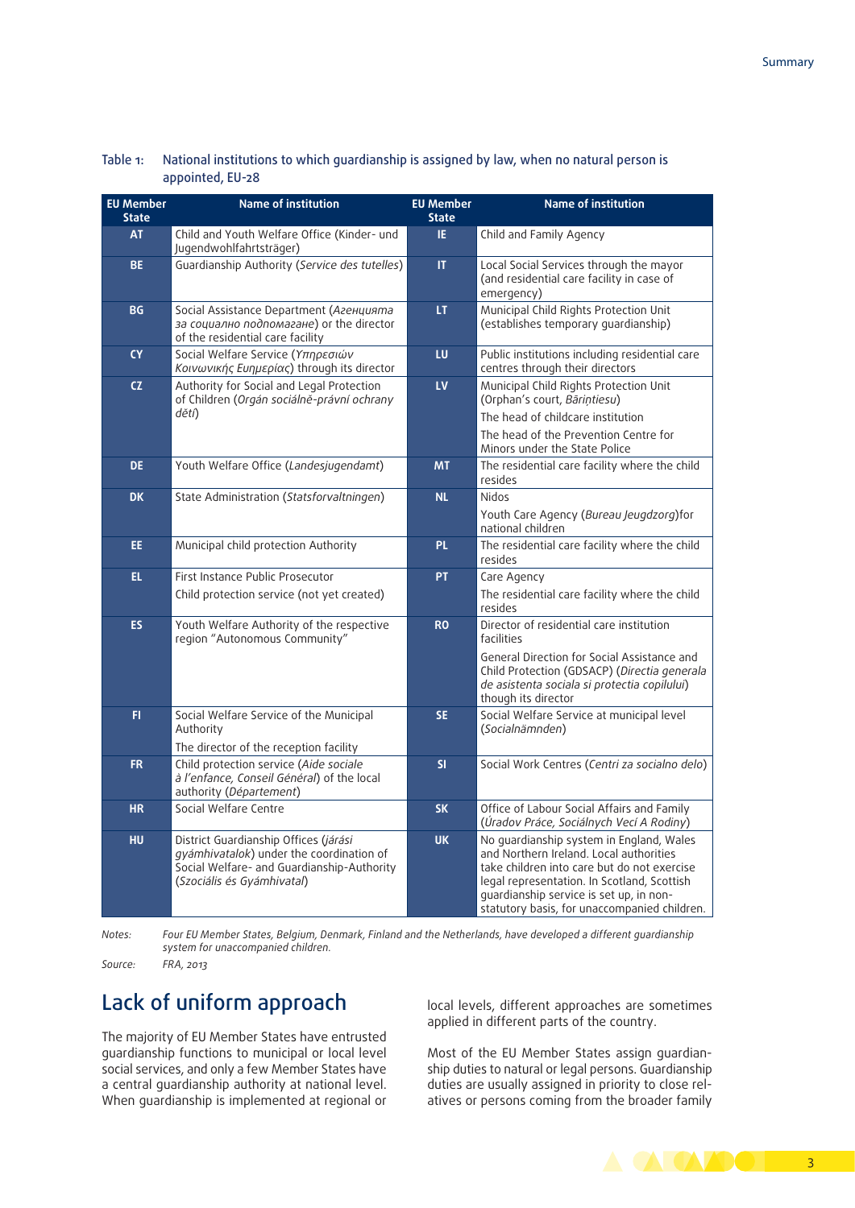Table 1: National institutions to which guardianship is assigned by law, when no natural person is appointed, EU-28

| EU Member State | Name of institution | EU Member State | Name of institution |
|---|---|---|---|
| AT | Child and Youth Welfare Office (Kinder- und Jugendwohlfahrtsträger) | IE | Child and Family Agency |
| BE | Guardianship Authority (*Service des tutelles*) | IT | Local Social Services through the mayor (and residential care facility in case of emergency) |
| BG | Social Assistance Department (*Агенцията за социално подпомагане*) or the director of the residential care facility | LT | Municipal Child Rights Protection Unit (establishes temporary guardianship) |
| CY | Social Welfare Service (*Υπηρεσιών Κοινωνικής Ευημερίας*) through its director | LU | Public institutions including residential care centres through their directors |
| CZ | Authority for Social and Legal Protection of Children (*Orgán sociálně-právní ochrany dětí*) | LV | Municipal Child Rights Protection Unit (Orphan's court, *Bāriņtiesu*)<br>The head of childcare institution<br>The head of the Prevention Centre for Minors under the State Police |
| DE | Youth Welfare Office (*Landesjugendamt*) | MT | The residential care facility where the child resides |
| DK | State Administration (*Statsforvaltningen*) | NL | Nidos<br>Youth Care Agency (*Bureau Jeugdzorg*)for national children |
| EE | Municipal child protection Authority | PL | The residential care facility where the child resides |
| EL | First Instance Public Prosecutor<br>Child protection service (not yet created) | PT | Care Agency<br>The residential care facility where the child resides |
| ES | Youth Welfare Authority of the respective region "Autonomous Community" | RO | Director of residential care institution facilities<br>General Direction for Social Assistance and Child Protection (GDSACP) (*Directia generala de asistenta sociala si protectia copilului*) though its director |
| FI | Social Welfare Service of the Municipal Authority<br>The director of the reception facility | SE | Social Welfare Service at municipal level (*Socialnämnden*) |
| FR | Child protection service (*Aide sociale à l'enfance, Conseil Général*) of the local authority (*Département*) | SI | Social Work Centres (*Centri za socialno delo*) |
| HR | Social Welfare Centre | SK | Office of Labour Social Affairs and Family (*Úradov Práce, Sociálnych Vecí A Rodiny*) |
| HU | District Guardianship Offices (*járási gyámhivatalok*) under the coordination of Social Welfare- and Guardianship-Authority (*Szociális és Gyámhivatal*) | UK | No guardianship system in England, Wales and Northern Ireland. Local authorities take children into care but do not exercise legal representation. In Scotland, Scottish guardianship service is set up, in non-statutory basis, for unaccompanied children. |

*Notes:* *Four EU Member States, Belgium, Denmark, Finland and the Netherlands, have developed a different guardianship system for unaccompanied children.*

*Source:* *FRA, 2013*

## Lack of uniform approach

The majority of EU Member States have entrusted guardianship functions to municipal or local level social services, and only a few Member States have a central guardianship authority at national level. When guardianship is implemented at regional or local levels, different approaches are sometimes applied in different parts of the country.

Most of the EU Member States assign guardianship duties to natural or legal persons. Guardianship duties are usually assigned in priority to close relatives or persons coming from the broader family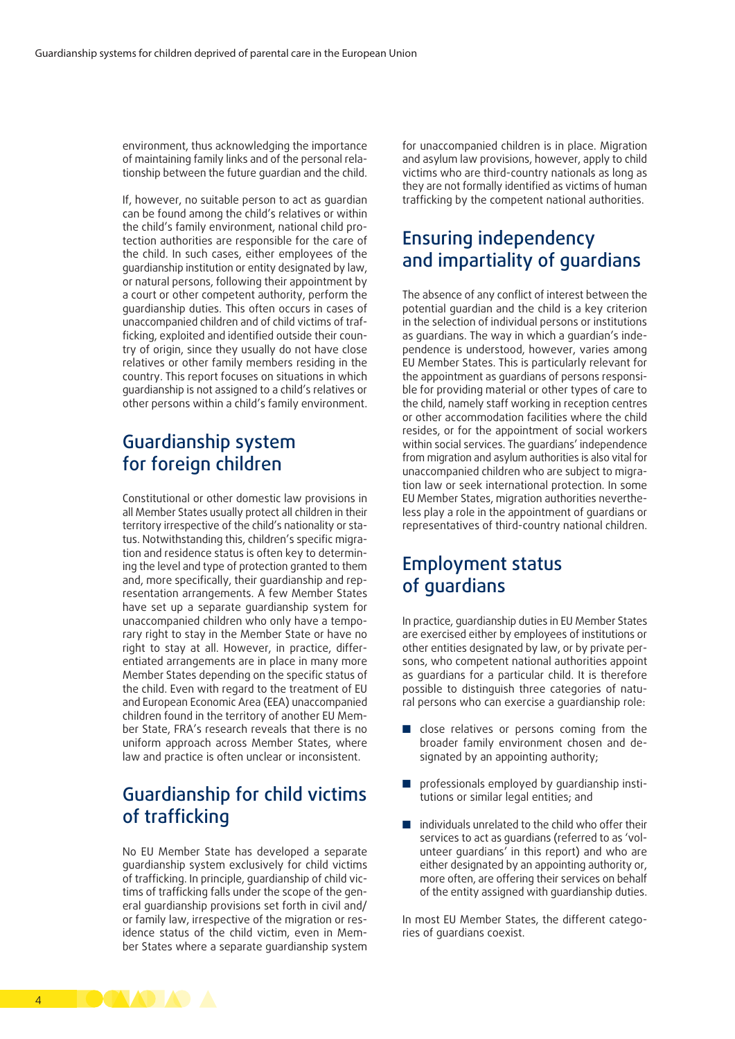environment, thus acknowledging the importance of maintaining family links and of the personal relationship between the future guardian and the child.

If, however, no suitable person to act as guardian can be found among the child's relatives or within the child's family environment, national child protection authorities are responsible for the care of the child. In such cases, either employees of the guardianship institution or entity designated by law, or natural persons, following their appointment by a court or other competent authority, perform the guardianship duties. This often occurs in cases of unaccompanied children and of child victims of trafficking, exploited and identified outside their country of origin, since they usually do not have close relatives or other family members residing in the country. This report focuses on situations in which guardianship is not assigned to a child's relatives or other persons within a child's family environment.

## Guardianship system for foreign children

Constitutional or other domestic law provisions in all Member States usually protect all children in their territory irrespective of the child's nationality or status. Notwithstanding this, children's specific migration and residence status is often key to determining the level and type of protection granted to them and, more specifically, their guardianship and representation arrangements. A few Member States have set up a separate guardianship system for unaccompanied children who only have a temporary right to stay in the Member State or have no right to stay at all. However, in practice, differentiated arrangements are in place in many more Member States depending on the specific status of the child. Even with regard to the treatment of EU and European Economic Area (EEA) unaccompanied children found in the territory of another EU Member State, FRA's research reveals that there is no uniform approach across Member States, where law and practice is often unclear or inconsistent.

## Guardianship for child victims of trafficking

No EU Member State has developed a separate guardianship system exclusively for child victims of trafficking. In principle, guardianship of child victims of trafficking falls under the scope of the general guardianship provisions set forth in civil and/or family law, irrespective of the migration or residence status of the child victim, even in Member States where a separate guardianship system for unaccompanied children is in place. Migration and asylum law provisions, however, apply to child victims who are third-country nationals as long as they are not formally identified as victims of human trafficking by the competent national authorities.

## Ensuring independency and impartiality of guardians

The absence of any conflict of interest between the potential guardian and the child is a key criterion in the selection of individual persons or institutions as guardians. The way in which a guardian's independence is understood, however, varies among EU Member States. This is particularly relevant for the appointment as guardians of persons responsible for providing material or other types of care to the child, namely staff working in reception centres or other accommodation facilities where the child resides, or for the appointment of social workers within social services. The guardians' independence from migration and asylum authorities is also vital for unaccompanied children who are subject to migration law or seek international protection. In some EU Member States, migration authorities nevertheless play a role in the appointment of guardians or representatives of third-country national children.

## Employment status of guardians

In practice, guardianship duties in EU Member States are exercised either by employees of institutions or other entities designated by law, or by private persons, who competent national authorities appoint as guardians for a particular child. It is therefore possible to distinguish three categories of natural persons who can exercise a guardianship role:

- close relatives or persons coming from the broader family environment chosen and designated by an appointing authority;
- professionals employed by guardianship institutions or similar legal entities; and
- individuals unrelated to the child who offer their services to act as guardians (referred to as 'volunteer guardians' in this report) and who are either designated by an appointing authority or, more often, are offering their services on behalf of the entity assigned with guardianship duties.

In most EU Member States, the different categories of guardians coexist.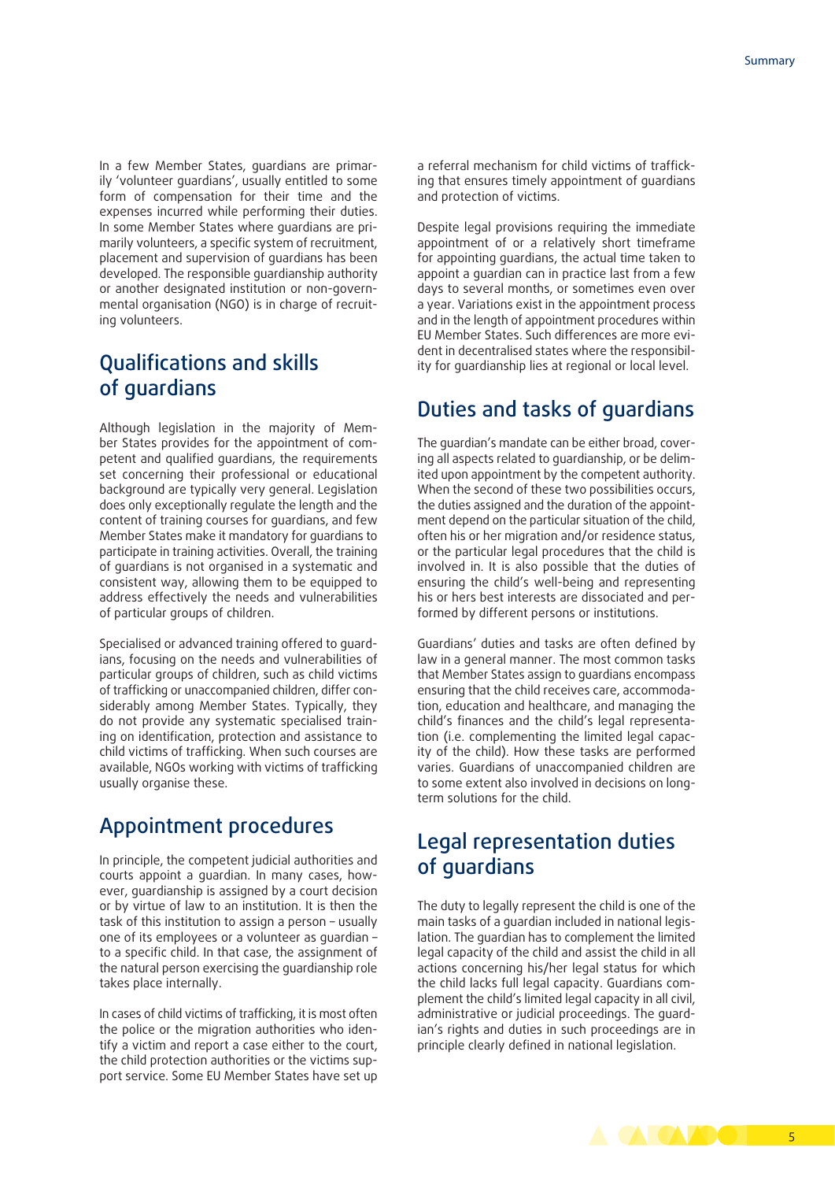In a few Member States, guardians are primarily 'volunteer guardians', usually entitled to some form of compensation for their time and the expenses incurred while performing their duties. In some Member States where guardians are primarily volunteers, a specific system of recruitment, placement and supervision of guardians has been developed. The responsible guardianship authority or another designated institution or non-governmental organisation (NGO) is in charge of recruiting volunteers.

## Qualifications and skills of guardians

Although legislation in the majority of Member States provides for the appointment of competent and qualified guardians, the requirements set concerning their professional or educational background are typically very general. Legislation does only exceptionally regulate the length and the content of training courses for guardians, and few Member States make it mandatory for guardians to participate in training activities. Overall, the training of guardians is not organised in a systematic and consistent way, allowing them to be equipped to address effectively the needs and vulnerabilities of particular groups of children.

Specialised or advanced training offered to guardians, focusing on the needs and vulnerabilities of particular groups of children, such as child victims of trafficking or unaccompanied children, differ considerably among Member States. Typically, they do not provide any systematic specialised training on identification, protection and assistance to child victims of trafficking. When such courses are available, NGOs working with victims of trafficking usually organise these.

## Appointment procedures

In principle, the competent judicial authorities and courts appoint a guardian. In many cases, however, guardianship is assigned by a court decision or by virtue of law to an institution. It is then the task of this institution to assign a person – usually one of its employees or a volunteer as guardian – to a specific child. In that case, the assignment of the natural person exercising the guardianship role takes place internally.

In cases of child victims of trafficking, it is most often the police or the migration authorities who identify a victim and report a case either to the court, the child protection authorities or the victims support service. Some EU Member States have set up a referral mechanism for child victims of trafficking that ensures timely appointment of guardians and protection of victims.

Despite legal provisions requiring the immediate appointment of or a relatively short timeframe for appointing guardians, the actual time taken to appoint a guardian can in practice last from a few days to several months, or sometimes even over a year. Variations exist in the appointment process and in the length of appointment procedures within EU Member States. Such differences are more evident in decentralised states where the responsibility for guardianship lies at regional or local level.

## Duties and tasks of guardians

The guardian's mandate can be either broad, covering all aspects related to guardianship, or be delimited upon appointment by the competent authority. When the second of these two possibilities occurs, the duties assigned and the duration of the appointment depend on the particular situation of the child, often his or her migration and/or residence status, or the particular legal procedures that the child is involved in. It is also possible that the duties of ensuring the child's well-being and representing his or hers best interests are dissociated and performed by different persons or institutions.

Guardians' duties and tasks are often defined by law in a general manner. The most common tasks that Member States assign to guardians encompass ensuring that the child receives care, accommodation, education and healthcare, and managing the child's finances and the child's legal representation (i.e. complementing the limited legal capacity of the child). How these tasks are performed varies. Guardians of unaccompanied children are to some extent also involved in decisions on long-term solutions for the child.

## Legal representation duties of guardians

The duty to legally represent the child is one of the main tasks of a guardian included in national legislation. The guardian has to complement the limited legal capacity of the child and assist the child in all actions concerning his/her legal status for which the child lacks full legal capacity. Guardians complement the child's limited legal capacity in all civil, administrative or judicial proceedings. The guardian's rights and duties in such proceedings are in principle clearly defined in national legislation.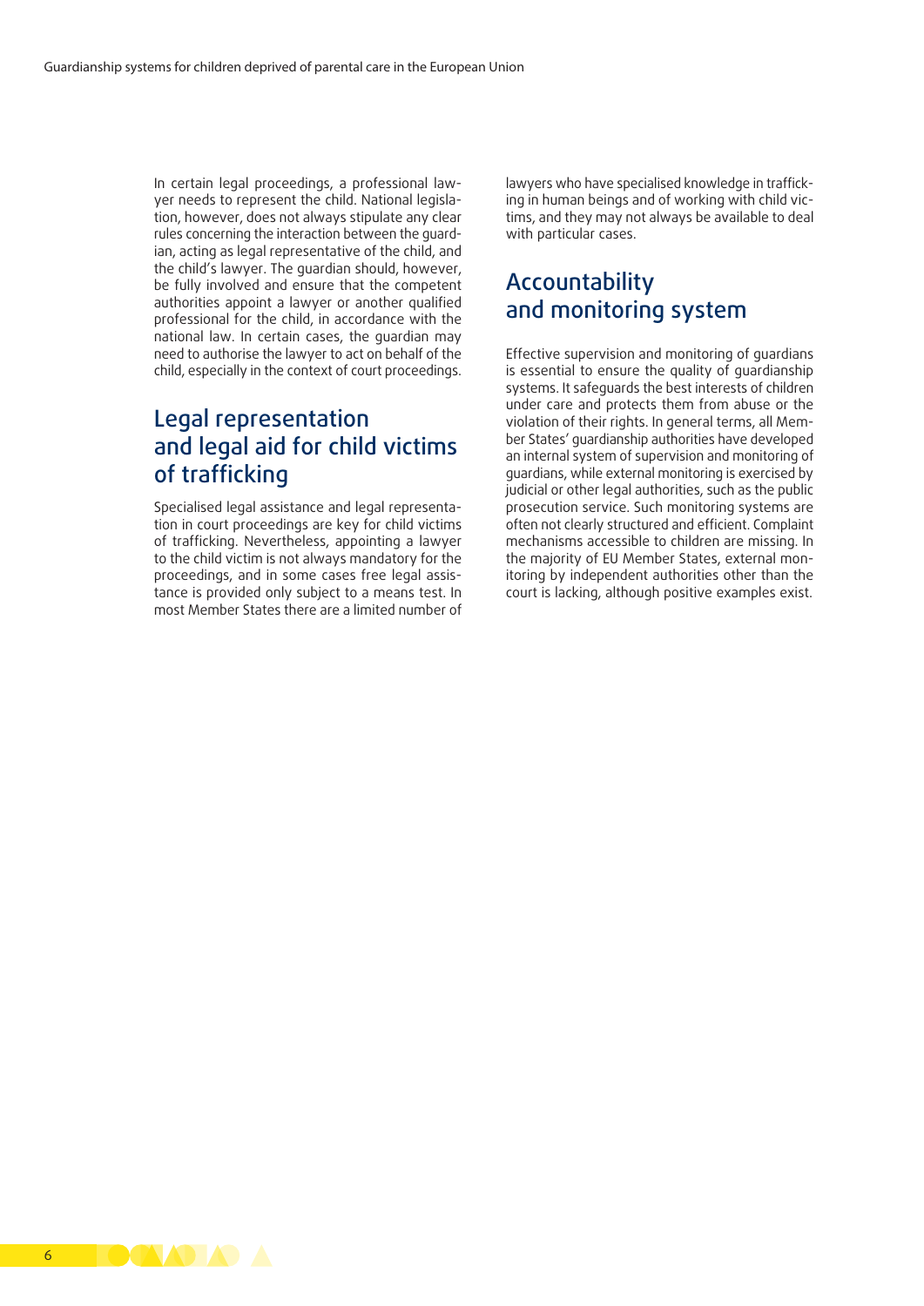In certain legal proceedings, a professional lawyer needs to represent the child. National legislation, however, does not always stipulate any clear rules concerning the interaction between the guardian, acting as legal representative of the child, and the child's lawyer. The guardian should, however, be fully involved and ensure that the competent authorities appoint a lawyer or another qualified professional for the child, in accordance with the national law. In certain cases, the guardian may need to authorise the lawyer to act on behalf of the child, especially in the context of court proceedings.

## Legal representation and legal aid for child victims of trafficking

Specialised legal assistance and legal representation in court proceedings are key for child victims of trafficking. Nevertheless, appointing a lawyer to the child victim is not always mandatory for the proceedings, and in some cases free legal assistance is provided only subject to a means test. In most Member States there are a limited number of lawyers who have specialised knowledge in trafficking in human beings and of working with child victims, and they may not always be available to deal with particular cases.

## Accountability and monitoring system

Effective supervision and monitoring of guardians is essential to ensure the quality of guardianship systems. It safeguards the best interests of children under care and protects them from abuse or the violation of their rights. In general terms, all Member States' guardianship authorities have developed an internal system of supervision and monitoring of guardians, while external monitoring is exercised by judicial or other legal authorities, such as the public prosecution service. Such monitoring systems are often not clearly structured and efficient. Complaint mechanisms accessible to children are missing. In the majority of EU Member States, external monitoring by independent authorities other than the court is lacking, although positive examples exist.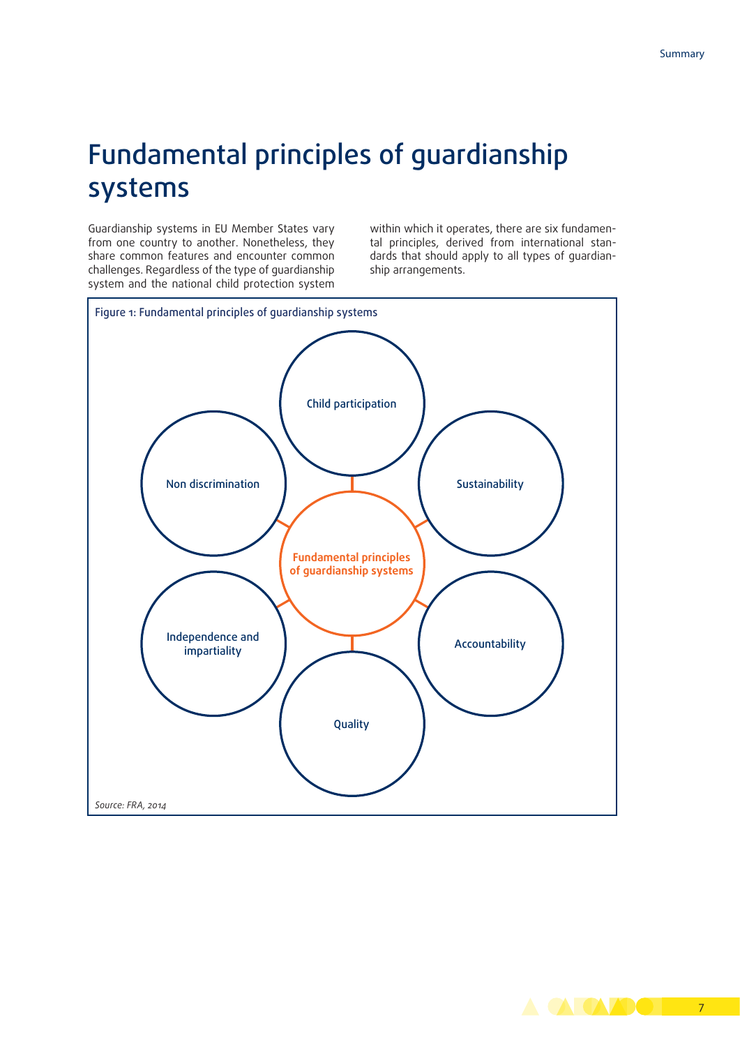# Fundamental principles of guardianship systems

Guardianship systems in EU Member States vary from one country to another. Nonetheless, they share common features and encounter common challenges. Regardless of the type of guardianship system and the national child protection system within which it operates, there are six fundamental principles, derived from international standards that should apply to all types of guardianship arrangements.

Figure 1: Fundamental principles of guardianship systems

- Fundamental principles of guardianship systems
  - Child participation
  - Sustainability
  - Accountability
  - Quality
  - Independence and impartiality
  - Non discrimination

*Source: FRA, 2014*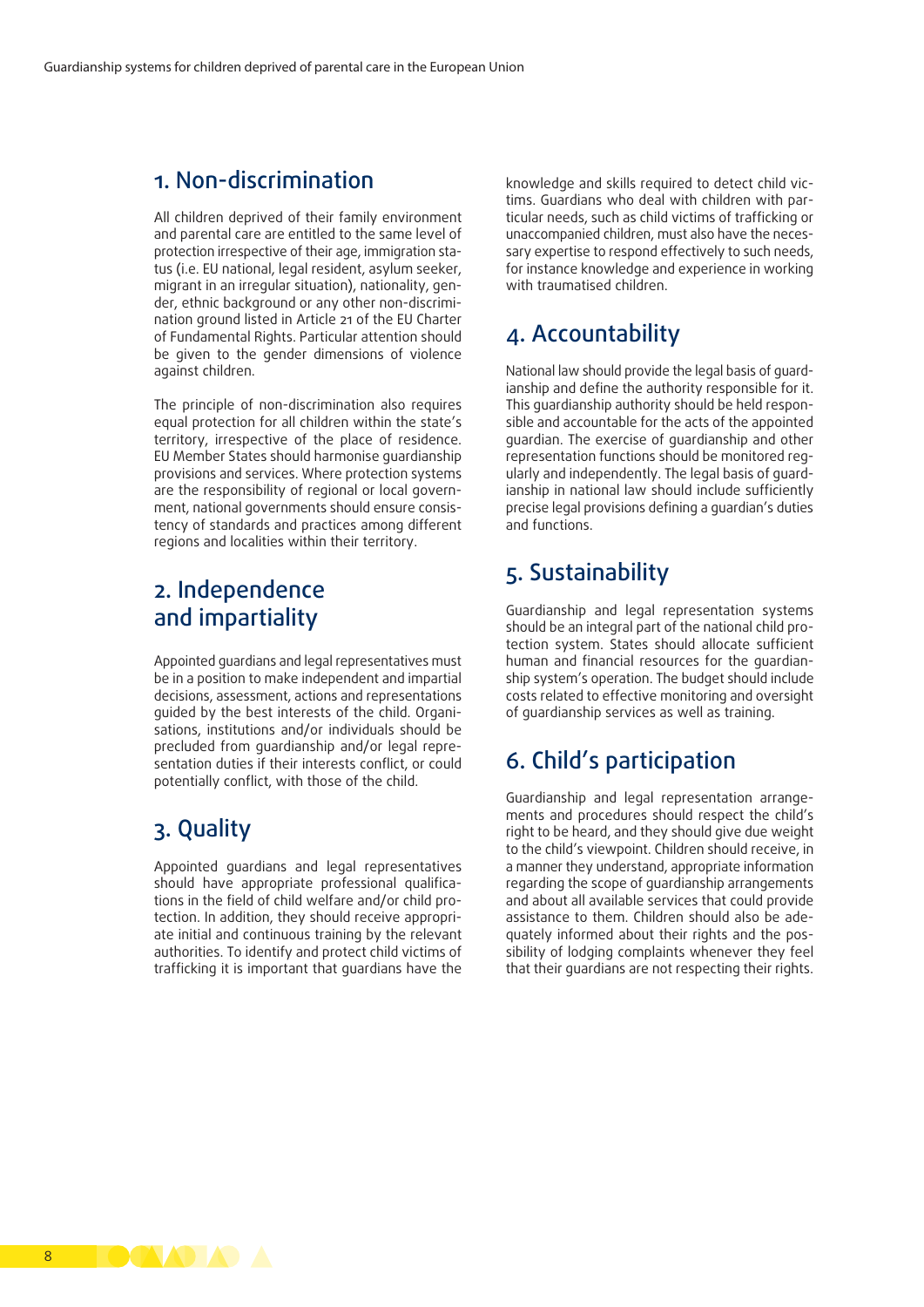## 1. Non-discrimination

All children deprived of their family environment and parental care are entitled to the same level of protection irrespective of their age, immigration status (i.e. EU national, legal resident, asylum seeker, migrant in an irregular situation), nationality, gender, ethnic background or any other non-discrimination ground listed in Article 21 of the EU Charter of Fundamental Rights. Particular attention should be given to the gender dimensions of violence against children.

The principle of non-discrimination also requires equal protection for all children within the state's territory, irrespective of the place of residence. EU Member States should harmonise guardianship provisions and services. Where protection systems are the responsibility of regional or local government, national governments should ensure consistency of standards and practices among different regions and localities within their territory.

## 2. Independence and impartiality

Appointed guardians and legal representatives must be in a position to make independent and impartial decisions, assessment, actions and representations guided by the best interests of the child. Organisations, institutions and/or individuals should be precluded from guardianship and/or legal representation duties if their interests conflict, or could potentially conflict, with those of the child.

## 3. Quality

Appointed guardians and legal representatives should have appropriate professional qualifications in the field of child welfare and/or child protection. In addition, they should receive appropriate initial and continuous training by the relevant authorities. To identify and protect child victims of trafficking it is important that guardians have the knowledge and skills required to detect child victims. Guardians who deal with children with particular needs, such as child victims of trafficking or unaccompanied children, must also have the necessary expertise to respond effectively to such needs, for instance knowledge and experience in working with traumatised children.

## 4. Accountability

National law should provide the legal basis of guardianship and define the authority responsible for it. This guardianship authority should be held responsible and accountable for the acts of the appointed guardian. The exercise of guardianship and other representation functions should be monitored regularly and independently. The legal basis of guardianship in national law should include sufficiently precise legal provisions defining a guardian's duties and functions.

## 5. Sustainability

Guardianship and legal representation systems should be an integral part of the national child protection system. States should allocate sufficient human and financial resources for the guardianship system's operation. The budget should include costs related to effective monitoring and oversight of guardianship services as well as training.

## 6. Child's participation

Guardianship and legal representation arrangements and procedures should respect the child's right to be heard, and they should give due weight to the child's viewpoint. Children should receive, in a manner they understand, appropriate information regarding the scope of guardianship arrangements and about all available services that could provide assistance to them. Children should also be adequately informed about their rights and the possibility of lodging complaints whenever they feel that their guardians are not respecting their rights.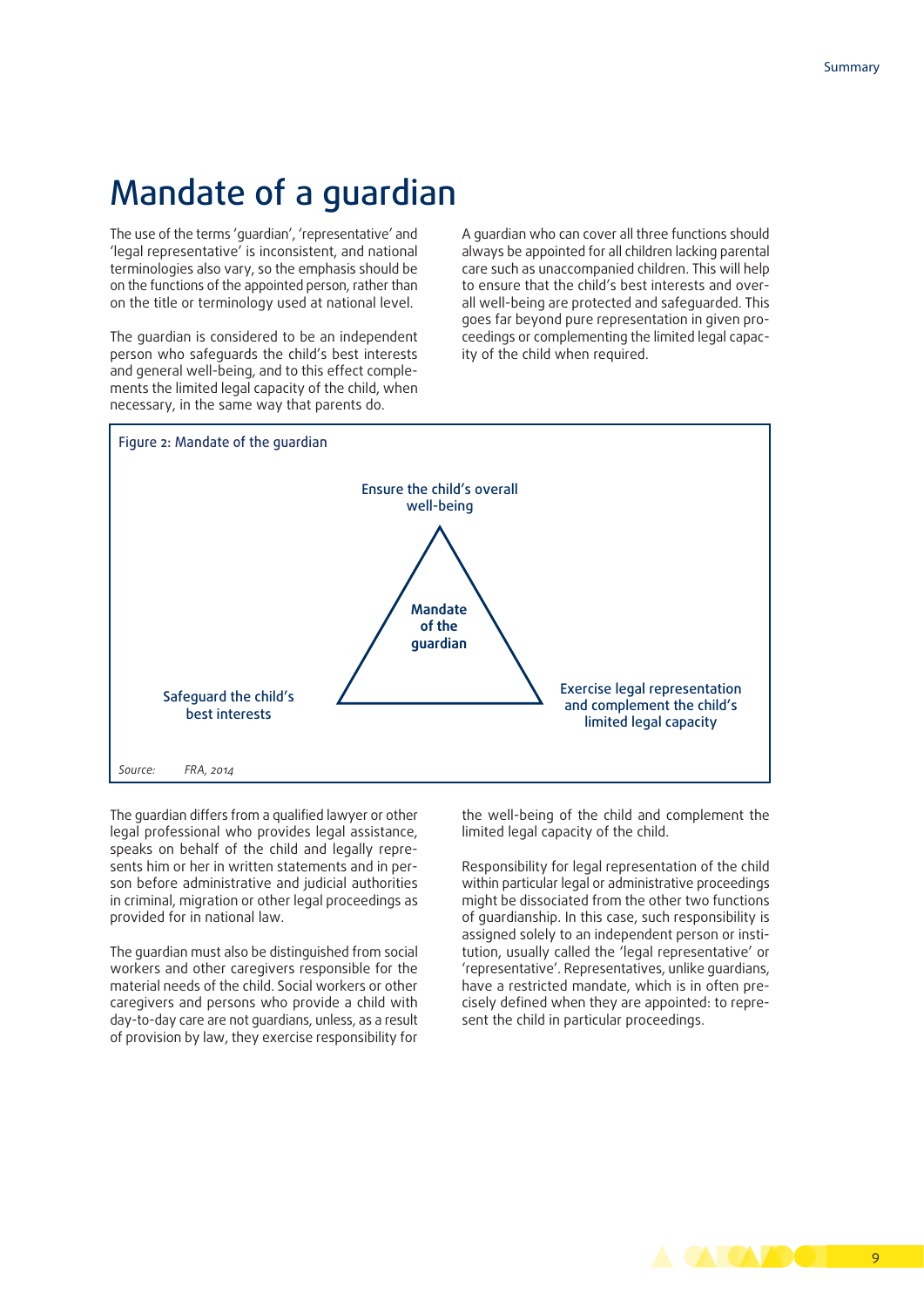# Mandate of a guardian

The use of the terms 'guardian', 'representative' and 'legal representative' is inconsistent, and national terminologies also vary, so the emphasis should be on the functions of the appointed person, rather than on the title or terminology used at national level.

The guardian is considered to be an independent person who safeguards the child's best interests and general well-being, and to this effect complements the limited legal capacity of the child, when necessary, in the same way that parents do.

A guardian who can cover all three functions should always be appointed for all children lacking parental care such as unaccompanied children. This will help to ensure that the child's best interests and overall well-being are protected and safeguarded. This goes far beyond pure representation in given proceedings or complementing the limited legal capacity of the child when required.

Figure 2: Mandate of the guardian

- Mandate of the guardian:
  - Ensure the child's overall well-being
  - Safeguard the child's best interests
  - Exercise legal representation and complement the child's limited legal capacity

*Source: FRA, 2014*

The guardian differs from a qualified lawyer or other legal professional who provides legal assistance, speaks on behalf of the child and legally represents him or her in written statements and in person before administrative and judicial authorities in criminal, migration or other legal proceedings as provided for in national law.

The guardian must also be distinguished from social workers and other caregivers responsible for the material needs of the child. Social workers or other caregivers and persons who provide a child with day-to-day care are not guardians, unless, as a result of provision by law, they exercise responsibility for the well-being of the child and complement the limited legal capacity of the child.

Responsibility for legal representation of the child within particular legal or administrative proceedings might be dissociated from the other two functions of guardianship. In this case, such responsibility is assigned solely to an independent person or institution, usually called the 'legal representative' or 'representative'. Representatives, unlike guardians, have a restricted mandate, which is in often precisely defined when they are appointed: to represent the child in particular proceedings.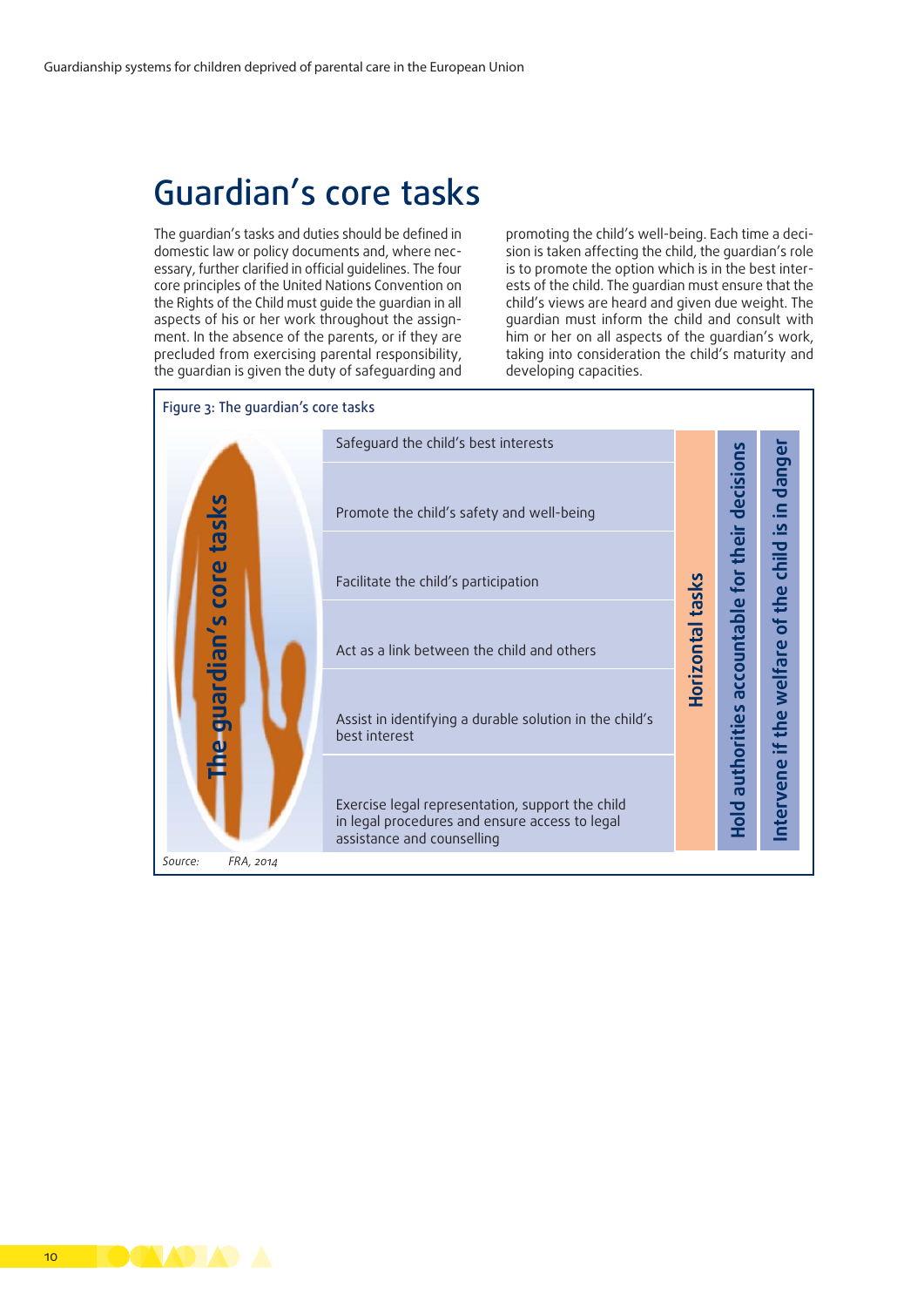# Guardian's core tasks

The guardian's tasks and duties should be defined in domestic law or policy documents and, where necessary, further clarified in official guidelines. The four core principles of the United Nations Convention on the Rights of the Child must guide the guardian in all aspects of his or her work throughout the assignment. In the absence of the parents, or if they are precluded from exercising parental responsibility, the guardian is given the duty of safeguarding and promoting the child's well-being. Each time a decision is taken affecting the child, the guardian's role is to promote the option which is in the best interests of the child. The guardian must ensure that the child's views are heard and given due weight. The guardian must inform the child and consult with him or her on all aspects of the guardian's work, taking into consideration the child's maturity and developing capacities.

Figure 3: The guardian's core tasks

| The guardian's core tasks | Horizontal tasks | | |
|---|---|---|---|
| Safeguard the child's best interests | Horizontal tasks | Hold authorities accountable for their decisions | Intervene if the welfare of the child is in danger |
| Promote the child's safety and well-being | | | |
| Facilitate the child's participation | | | |
| Act as a link between the child and others | | | |
| Assist in identifying a durable solution in the child's best interest | | | |
| Exercise legal representation, support the child in legal procedures and ensure access to legal assistance and counselling | | | |

*Source:* FRA, 2014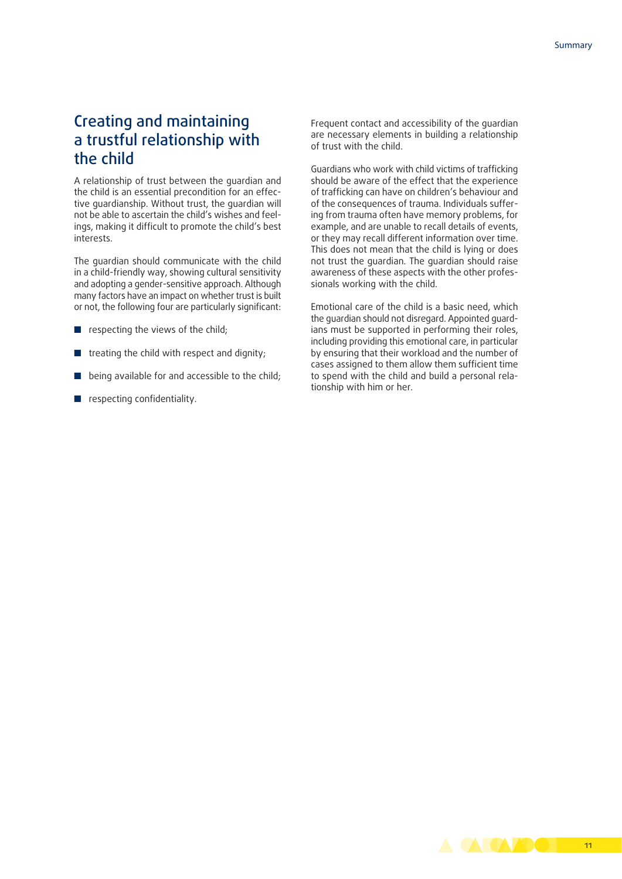## Creating and maintaining a trustful relationship with the child

A relationship of trust between the guardian and the child is an essential precondition for an effective guardianship. Without trust, the guardian will not be able to ascertain the child's wishes and feelings, making it difficult to promote the child's best interests.

The guardian should communicate with the child in a child-friendly way, showing cultural sensitivity and adopting a gender-sensitive approach. Although many factors have an impact on whether trust is built or not, the following four are particularly significant:

- respecting the views of the child;
- treating the child with respect and dignity;
- being available for and accessible to the child;
- respecting confidentiality.

Frequent contact and accessibility of the guardian are necessary elements in building a relationship of trust with the child.

Guardians who work with child victims of trafficking should be aware of the effect that the experience of trafficking can have on children's behaviour and of the consequences of trauma. Individuals suffering from trauma often have memory problems, for example, and are unable to recall details of events, or they may recall different information over time. This does not mean that the child is lying or does not trust the guardian. The guardian should raise awareness of these aspects with the other professionals working with the child.

Emotional care of the child is a basic need, which the guardian should not disregard. Appointed guardians must be supported in performing their roles, including providing this emotional care, in particular by ensuring that their workload and the number of cases assigned to them allow them sufficient time to spend with the child and build a personal relationship with him or her.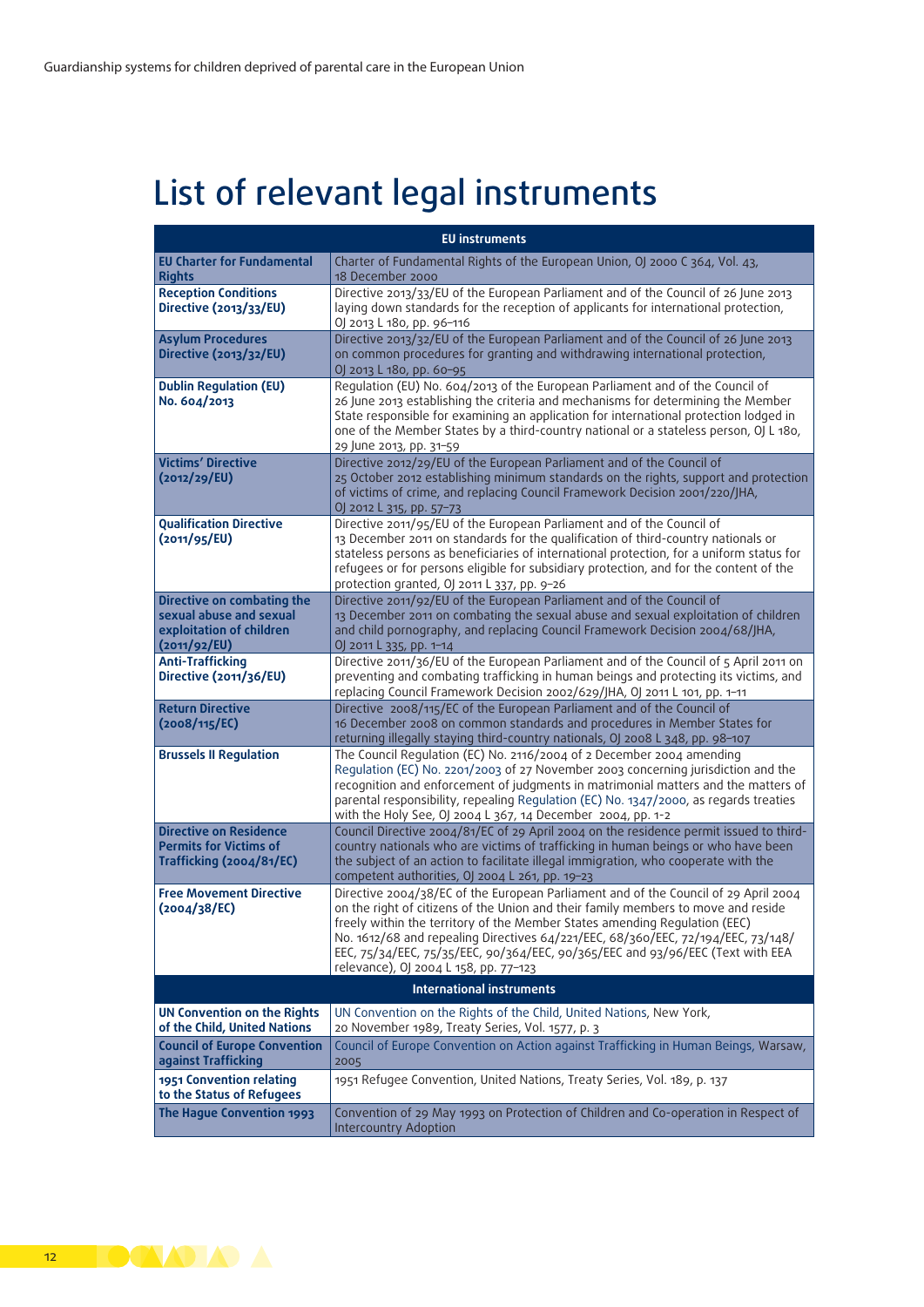# List of relevant legal instruments

| EU instruments | |
|---|---|
| **EU Charter for Fundamental Rights** | Charter of Fundamental Rights of the European Union, OJ 2000 C 364, Vol. 43, 18 December 2000 |
| **Reception Conditions Directive (2013/33/EU)** | Directive 2013/33/EU of the European Parliament and of the Council of 26 June 2013 laying down standards for the reception of applicants for international protection, OJ 2013 L 180, pp. 96–116 |
| **Asylum Procedures Directive (2013/32/EU)** | Directive 2013/32/EU of the European Parliament and of the Council of 26 June 2013 on common procedures for granting and withdrawing international protection, OJ 2013 L 180, pp. 60–95 |
| **Dublin Regulation (EU) No. 604/2013** | Regulation (EU) No. 604/2013 of the European Parliament and of the Council of 26 June 2013 establishing the criteria and mechanisms for determining the Member State responsible for examining an application for international protection lodged in one of the Member States by a third-country national or a stateless person, OJ L 180, 29 June 2013, pp. 31–59 |
| **Victims' Directive (2012/29/EU)** | Directive 2012/29/EU of the European Parliament and of the Council of 25 October 2012 establishing minimum standards on the rights, support and protection of victims of crime, and replacing Council Framework Decision 2001/220/JHA, OJ 2012 L 315, pp. 57–73 |
| **Qualification Directive (2011/95/EU)** | Directive 2011/95/EU of the European Parliament and of the Council of 13 December 2011 on standards for the qualification of third-country nationals or stateless persons as beneficiaries of international protection, for a uniform status for refugees or for persons eligible for subsidiary protection, and for the content of the protection granted, OJ 2011 L 337, pp. 9–26 |
| **Directive on combating the sexual abuse and sexual exploitation of children (2011/92/EU)** | Directive 2011/92/EU of the European Parliament and of the Council of 13 December 2011 on combating the sexual abuse and sexual exploitation of children and child pornography, and replacing Council Framework Decision 2004/68/JHA, OJ 2011 L 335, pp. 1–14 |
| **Anti-Trafficking Directive (2011/36/EU)** | Directive 2011/36/EU of the European Parliament and of the Council of 5 April 2011 on preventing and combating trafficking in human beings and protecting its victims, and replacing Council Framework Decision 2002/629/JHA, OJ 2011 L 101, pp. 1–11 |
| **Return Directive (2008/115/EC)** | Directive 2008/115/EC of the European Parliament and of the Council of 16 December 2008 on common standards and procedures in Member States for returning illegally staying third-country nationals, OJ 2008 L 348, pp. 98–107 |
| **Brussels II Regulation** | The Council Regulation (EC) No. 2116/2004 of 2 December 2004 amending Regulation (EC) No. 2201/2003 of 27 November 2003 concerning jurisdiction and the recognition and enforcement of judgments in matrimonial matters and the matters of parental responsibility, repealing Regulation (EC) No. 1347/2000, as regards treaties with the Holy See, OJ 2004 L 367, 14 December 2004, pp. 1-2 |
| **Directive on Residence Permits for Victims of Trafficking (2004/81/EC)** | Council Directive 2004/81/EC of 29 April 2004 on the residence permit issued to third-country nationals who are victims of trafficking in human beings or who have been the subject of an action to facilitate illegal immigration, who cooperate with the competent authorities, OJ 2004 L 261, pp. 19–23 |
| **Free Movement Directive (2004/38/EC)** | Directive 2004/38/EC of the European Parliament and of the Council of 29 April 2004 on the right of citizens of the Union and their family members to move and reside freely within the territory of the Member States amending Regulation (EEC) No. 1612/68 and repealing Directives 64/221/EEC, 68/360/EEC, 72/194/EEC, 73/148/EEC, 75/34/EEC, 75/35/EEC, 90/364/EEC, 90/365/EEC and 93/96/EEC (Text with EEA relevance), OJ 2004 L 158, pp. 77–123 |
| **International instruments** | |
| **UN Convention on the Rights of the Child, United Nations** | UN Convention on the Rights of the Child, United Nations, New York, 20 November 1989, Treaty Series, Vol. 1577, p. 3 |
| **Council of Europe Convention against Trafficking** | Council of Europe Convention on Action against Trafficking in Human Beings, Warsaw, 2005 |
| **1951 Convention relating to the Status of Refugees** | 1951 Refugee Convention, United Nations, Treaty Series, Vol. 189, p. 137 |
| **The Hague Convention 1993** | Convention of 29 May 1993 on Protection of Children and Co-operation in Respect of Intercountry Adoption |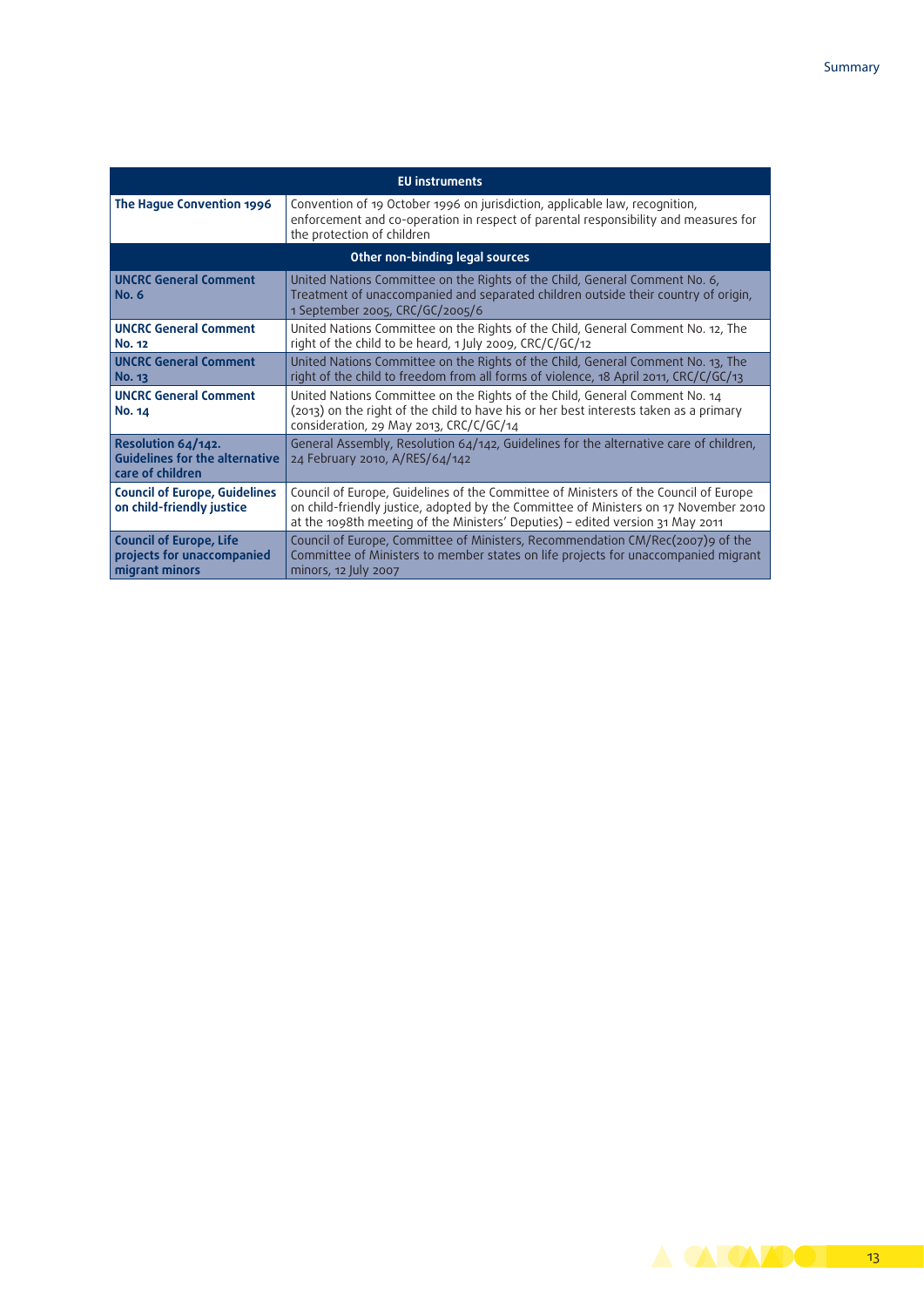| EU instruments | |
|---|---|
| **The Hague Convention 1996** | Convention of 19 October 1996 on jurisdiction, applicable law, recognition, enforcement and co-operation in respect of parental responsibility and measures for the protection of children |
| **Other non-binding legal sources** | |
| **UNCRC General Comment No. 6** | United Nations Committee on the Rights of the Child, General Comment No. 6, Treatment of unaccompanied and separated children outside their country of origin, 1 September 2005, CRC/GC/2005/6 |
| **UNCRC General Comment No. 12** | United Nations Committee on the Rights of the Child, General Comment No. 12, The right of the child to be heard, 1 July 2009, CRC/C/GC/12 |
| **UNCRC General Comment No. 13** | United Nations Committee on the Rights of the Child, General Comment No. 13, The right of the child to freedom from all forms of violence, 18 April 2011, CRC/C/GC/13 |
| **UNCRC General Comment No. 14** | United Nations Committee on the Rights of the Child, General Comment No. 14 (2013) on the right of the child to have his or her best interests taken as a primary consideration, 29 May 2013, CRC/C/GC/14 |
| **Resolution 64/142. Guidelines for the alternative care of children** | General Assembly, Resolution 64/142, Guidelines for the alternative care of children, 24 February 2010, A/RES/64/142 |
| **Council of Europe, Guidelines on child-friendly justice** | Council of Europe, Guidelines of the Committee of Ministers of the Council of Europe on child-friendly justice, adopted by the Committee of Ministers on 17 November 2010 at the 1098th meeting of the Ministers' Deputies) – edited version 31 May 2011 |
| **Council of Europe, Life projects for unaccompanied migrant minors** | Council of Europe, Committee of Ministers, Recommendation CM/Rec(2007)9 of the Committee of Ministers to member states on life projects for unaccompanied migrant minors, 12 July 2007 |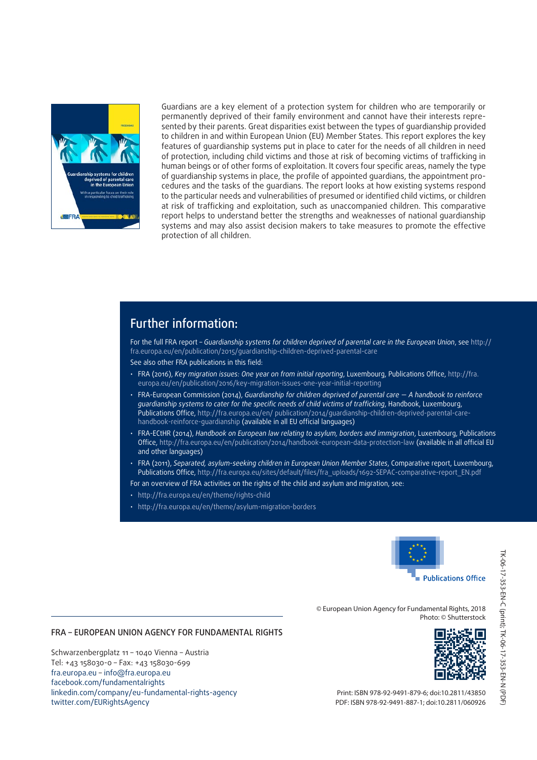Guardians are a key element of a protection system for children who are temporarily or permanently deprived of their family environment and cannot have their interests represented by their parents. Great disparities exist between the types of guardianship provided to children in and within European Union (EU) Member States. This report explores the key features of guardianship systems put in place to cater for the needs of all children in need of protection, including child victims and those at risk of becoming victims of trafficking in human beings or of other forms of exploitation. It covers four specific areas, namely the type of guardianship systems in place, the profile of appointed guardians, the appointment procedures and the tasks of the guardians. The report looks at how existing systems respond to the particular needs and vulnerabilities of presumed or identified child victims, or children at risk of trafficking and exploitation, such as unaccompanied children. This comparative report helps to understand better the strengths and weaknesses of national guardianship systems and may also assist decision makers to take measures to promote the effective protection of all children.

## Further information:

For the full FRA report – *Guardianship systems for children deprived of parental care in the European Union*, see http://fra.europa.eu/en/publication/2015/guardianship-children-deprived-parental-care

See also other FRA publications in this field:

- FRA (2016), *Key migration issues: One year on from initial reporting*, Luxembourg, Publications Office, http://fra.europa.eu/en/publication/2016/key-migration-issues-one-year-initial-reporting
- FRA-European Commission (2014), *Guardianship for children deprived of parental care — A handbook to reinforce guardianship systems to cater for the specific needs of child victims of trafficking*, Handbook, Luxembourg, Publications Office, http://fra.europa.eu/en/ publication/2014/guardianship-children-deprived-parental-care-handbook-reinforce-guardianship (available in all EU official languages)
- FRA-ECtHR (2014), *Handbook on European law relating to asylum, borders and immigration*, Luxembourg, Publications Office, http://fra.europa.eu/en/publication/2014/handbook-european-data-protection-law (available in all official EU and other languages)
- FRA (2011), *Separated, asylum-seeking children in European Union Member States*, Comparative report, Luxembourg, Publications Office, http://fra.europa.eu/sites/default/files/fra_uploads/1692-SEPAC-comparative-report_EN.pdf

For an overview of FRA activities on the rights of the child and asylum and migration, see:

- http://fra.europa.eu/en/theme/rights-child
- http://fra.europa.eu/en/theme/asylum-migration-borders

Publications Office

© European Union Agency for Fundamental Rights, 2018
Photo: © Shutterstock

FRA – EUROPEAN UNION AGENCY FOR FUNDAMENTAL RIGHTS

Schwarzenbergplatz 11 – 1040 Vienna – Austria
Tel: +43 158030-0 – Fax: +43 158030-699
fra.europa.eu – info@fra.europa.eu
facebook.com/fundamentalrights
linkedin.com/company/eu-fundamental-rights-agency
twitter.com/EURightsAgency

Print: ISBN 978-92-9491-879-6; doi:10.2811/43850
PDF: ISBN 978-92-9491-887-1; doi:10.2811/060926

TK-06-17-353-EN-C (print); TK-06-17-353-EN-N (PDF)